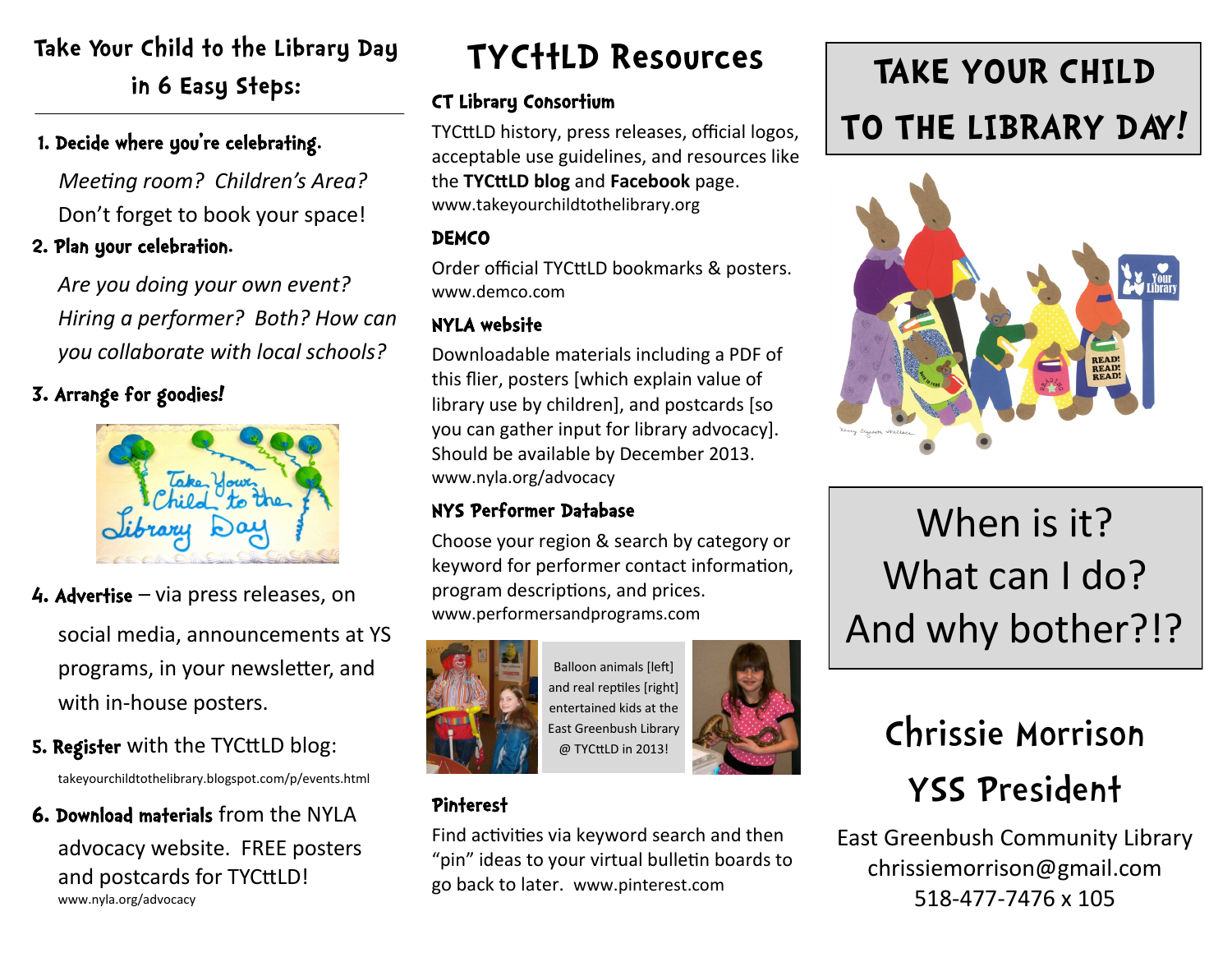## Take Your Child to the Library Day in 6 Easy Steps:

1. **Decide where you're celebrating.**

   *Meeting room? Children's Area?* Don't forget to book your space!

2. **Plan your celebration.**

   *Are you doing your own event? Hiring a performer? Both? How can you collaborate with local schools?*

3. **Arrange for goodies!**

4. **Advertise** – via press releases, on social media, announcements at YS programs, in your newsletter, and with in-house posters.

5. **Register** with the TYCttLD blog:

   takeyourchildtothelibrary.blogspot.com/p/events.html

6. **Download materials** from the NYLA advocacy website. FREE posters and postcards for TYCttLD!

   www.nyla.org/advocacy

## TYCttLD Resources

### CT Library Consortium

TYCttLD history, press releases, official logos, acceptable use guidelines, and resources like the **TYCttLD blog** and **Facebook** page.
www.takeyourchildtothelibrary.org

### DEMCO

Order official TYCttLD bookmarks & posters.
www.demco.com

### NYLA website

Downloadable materials including a PDF of this flier, posters [which explain value of library use by children], and postcards [so you can gather input for library advocacy]. Should be available by December 2013.
www.nyla.org/advocacy

### NYS Performer Database

Choose your region & search by category or keyword for performer contact information, program descriptions, and prices.
www.performersandprograms.com

Balloon animals [left] and real reptiles [right] entertained kids at the East Greenbush Library @ TYCttLD in 2013!

### Pinterest

Find activities via keyword search and then "pin" ideas to your virtual bulletin boards to go back to later. www.pinterest.com

# TAKE YOUR CHILD TO THE LIBRARY DAY!

When is it?
What can I do?
And why bother?!?

## Chrissie Morrison
## YSS President

East Greenbush Community Library
chrissiemorrison@gmail.com
518-477-7476 x 105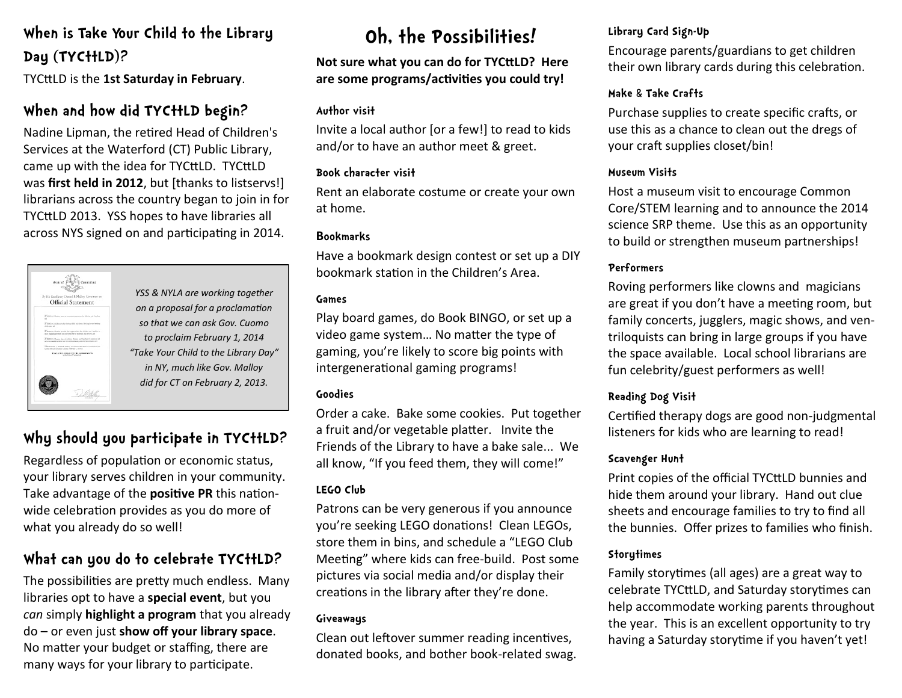## When is Take Your Child to the Library Day (TYCttLD)?

TYCttLD is the **1st Saturday in February**.

## When and how did TYCttLD begin?

Nadine Lipman, the retired Head of Children's Services at the Waterford (CT) Public Library, came up with the idea for TYCttLD. TYCttLD was **first held in 2012**, but [thanks to listservs!] librarians across the country began to join in for TYCttLD 2013. YSS hopes to have libraries all across NYS signed on and participating in 2014.

*YSS & NYLA are working together on a proposal for a proclamation so that we can ask Gov. Cuomo to proclaim February 1, 2014 "Take Your Child to the Library Day" in NY, much like Gov. Malloy did for CT on February 2, 2013.*

## Why should you participate in TYCttLD?

Regardless of population or economic status, your library serves children in your community. Take advantage of the **positive PR** this nation-wide celebration provides as you do more of what you already do so well!

## What can you do to celebrate TYCttLD?

The possibilities are pretty much endless. Many libraries opt to have a **special event**, but you *can* simply **highlight a program** that you already do – or even just **show off your library space**. No matter your budget or staffing, there are many ways for your library to participate.

# Oh, the Possibilities!

**Not sure what you can do for TYCttLD? Here are some programs/activities you could try!**

### Author visit

Invite a local author [or a few!] to read to kids and/or to have an author meet & greet.

### Book character visit

Rent an elaborate costume or create your own at home.

### Bookmarks

Have a bookmark design contest or set up a DIY bookmark station in the Children's Area.

### Games

Play board games, do Book BINGO, or set up a video game system… No matter the type of gaming, you're likely to score big points with intergenerational gaming programs!

### Goodies

Order a cake. Bake some cookies. Put together a fruit and/or vegetable platter. Invite the Friends of the Library to have a bake sale... We all know, "If you feed them, they will come!"

### LEGO Club

Patrons can be very generous if you announce you're seeking LEGO donations! Clean LEGOs, store them in bins, and schedule a "LEGO Club Meeting" where kids can free-build. Post some pictures via social media and/or display their creations in the library after they're done.

### Giveaways

Clean out leftover summer reading incentives, donated books, and bother book-related swag.

### Library Card Sign-Up

Encourage parents/guardians to get children their own library cards during this celebration.

### Make & Take Crafts

Purchase supplies to create specific crafts, or use this as a chance to clean out the dregs of your craft supplies closet/bin!

### Museum Visits

Host a museum visit to encourage Common Core/STEM learning and to announce the 2014 science SRP theme. Use this as an opportunity to build or strengthen museum partnerships!

### Performers

Roving performers like clowns and magicians are great if you don't have a meeting room, but family concerts, jugglers, magic shows, and ventriloquists can bring in large groups if you have the space available. Local school librarians are fun celebrity/guest performers as well!

### Reading Dog Visit

Certified therapy dogs are good non-judgmental listeners for kids who are learning to read!

### Scavenger Hunt

Print copies of the official TYCttLD bunnies and hide them around your library. Hand out clue sheets and encourage families to try to find all the bunnies. Offer prizes to families who finish.

### Storytimes

Family storytimes (all ages) are a great way to celebrate TYCttLD, and Saturday storytimes can help accommodate working parents throughout the year. This is an excellent opportunity to try having a Saturday storytime if you haven't yet!